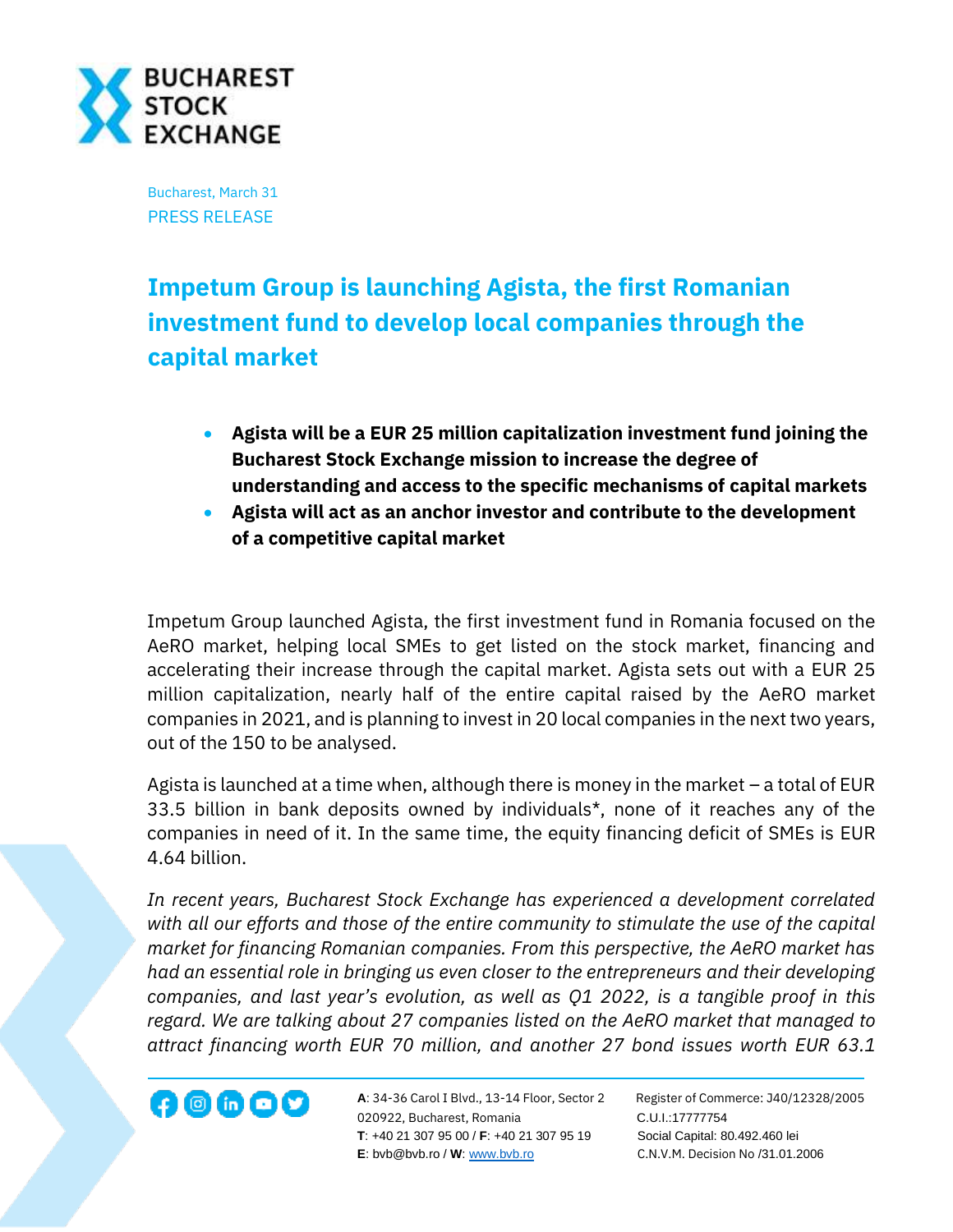Bucharest, March 31
PRESS RELEASE

# Impetum Group is launching Agista, the first Romanian investment fund to develop local companies through the capital market

- **Agista will be a EUR 25 million capitalization investment fund joining the Bucharest Stock Exchange mission to increase the degree of understanding and access to the specific mechanisms of capital markets**
- **Agista will act as an anchor investor and contribute to the development of a competitive capital market**

Impetum Group launched Agista, the first investment fund in Romania focused on the AeRO market, helping local SMEs to get listed on the stock market, financing and accelerating their increase through the capital market. Agista sets out with a EUR 25 million capitalization, nearly half of the entire capital raised by the AeRO market companies in 2021, and is planning to invest in 20 local companies in the next two years, out of the 150 to be analysed.

Agista is launched at a time when, although there is money in the market – a total of EUR 33.5 billion in bank deposits owned by individuals*, none of it reaches any of the companies in need of it. In the same time, the equity financing deficit of SMEs is EUR 4.64 billion.

*In recent years, Bucharest Stock Exchange has experienced a development correlated with all our efforts and those of the entire community to stimulate the use of the capital market for financing Romanian companies. From this perspective, the AeRO market has had an essential role in bringing us even closer to the entrepreneurs and their developing companies, and last year's evolution, as well as Q1 2022, is a tangible proof in this regard. We are talking about 27 companies listed on the AeRO market that managed to attract financing worth EUR 70 million, and another 27 bond issues worth EUR 63.1*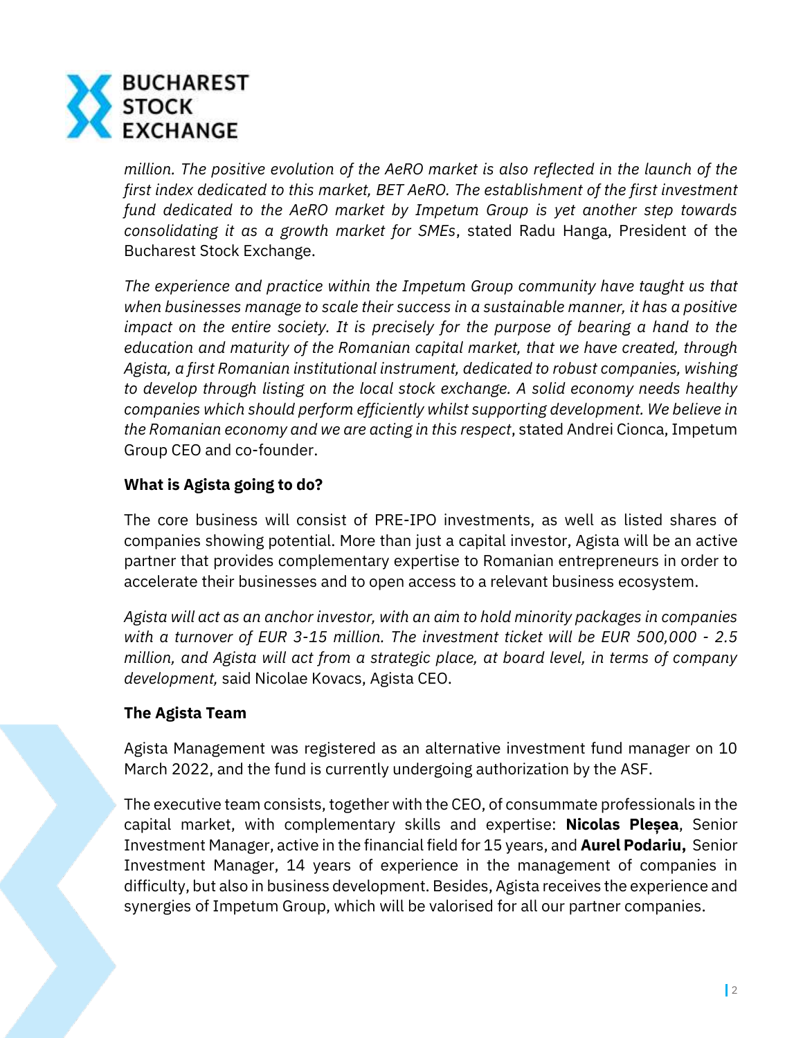*million. The positive evolution of the AeRO market is also reflected in the launch of the first index dedicated to this market, BET AeRO. The establishment of the first investment fund dedicated to the AeRO market by Impetum Group is yet another step towards consolidating it as a growth market for SMEs*, stated Radu Hanga, President of the Bucharest Stock Exchange.

*The experience and practice within the Impetum Group community have taught us that when businesses manage to scale their success in a sustainable manner, it has a positive impact on the entire society. It is precisely for the purpose of bearing a hand to the education and maturity of the Romanian capital market, that we have created, through Agista, a first Romanian institutional instrument, dedicated to robust companies, wishing to develop through listing on the local stock exchange. A solid economy needs healthy companies which should perform efficiently whilst supporting development. We believe in the Romanian economy and we are acting in this respect*, stated Andrei Cionca, Impetum Group CEO and co-founder.

**What is Agista going to do?**

The core business will consist of PRE-IPO investments, as well as listed shares of companies showing potential. More than just a capital investor, Agista will be an active partner that provides complementary expertise to Romanian entrepreneurs in order to accelerate their businesses and to open access to a relevant business ecosystem.

*Agista will act as an anchor investor, with an aim to hold minority packages in companies with a turnover of EUR 3-15 million. The investment ticket will be EUR 500,000 - 2.5 million, and Agista will act from a strategic place, at board level, in terms of company development,* said Nicolae Kovacs, Agista CEO.

**The Agista Team**

Agista Management was registered as an alternative investment fund manager on 10 March 2022, and the fund is currently undergoing authorization by the ASF.

The executive team consists, together with the CEO, of consummate professionals in the capital market, with complementary skills and expertise: **Nicolas Pleșea**, Senior Investment Manager, active in the financial field for 15 years, and **Aurel Podariu,** Senior Investment Manager, 14 years of experience in the management of companies in difficulty, but also in business development. Besides, Agista receives the experience and synergies of Impetum Group, which will be valorised for all our partner companies.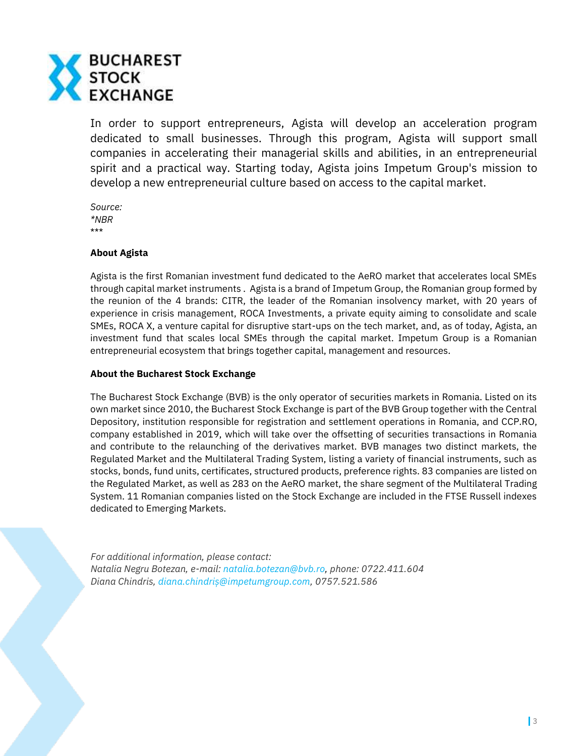In order to support entrepreneurs, Agista will develop an acceleration program dedicated to small businesses. Through this program, Agista will support small companies in accelerating their managerial skills and abilities, in an entrepreneurial spirit and a practical way. Starting today, Agista joins Impetum Group's mission to develop a new entrepreneurial culture based on access to the capital market.

*Source:*
*\*NBR*
\*\*\*

**About Agista**

Agista is the first Romanian investment fund dedicated to the AeRO market that accelerates local SMEs through capital market instruments . Agista is a brand of Impetum Group, the Romanian group formed by the reunion of the 4 brands: CITR, the leader of the Romanian insolvency market, with 20 years of experience in crisis management, ROCA Investments, a private equity aiming to consolidate and scale SMEs, ROCA X, a venture capital for disruptive start-ups on the tech market, and, as of today, Agista, an investment fund that scales local SMEs through the capital market. Impetum Group is a Romanian entrepreneurial ecosystem that brings together capital, management and resources.

**About the Bucharest Stock Exchange**

The Bucharest Stock Exchange (BVB) is the only operator of securities markets in Romania. Listed on its own market since 2010, the Bucharest Stock Exchange is part of the BVB Group together with the Central Depository, institution responsible for registration and settlement operations in Romania, and CCP.RO, company established in 2019, which will take over the offsetting of securities transactions in Romania and contribute to the relaunching of the derivatives market. BVB manages two distinct markets, the Regulated Market and the Multilateral Trading System, listing a variety of financial instruments, such as stocks, bonds, fund units, certificates, structured products, preference rights. 83 companies are listed on the Regulated Market, as well as 283 on the AeRO market, the share segment of the Multilateral Trading System. 11 Romanian companies listed on the Stock Exchange are included in the FTSE Russell indexes dedicated to Emerging Markets.

*For additional information, please contact:*
*Natalia Negru Botezan, e-mail: natalia.botezan@bvb.ro, phone: 0722.411.604*
*Diana Chindris, diana.chindriș@impetumgroup.com, 0757.521.586*